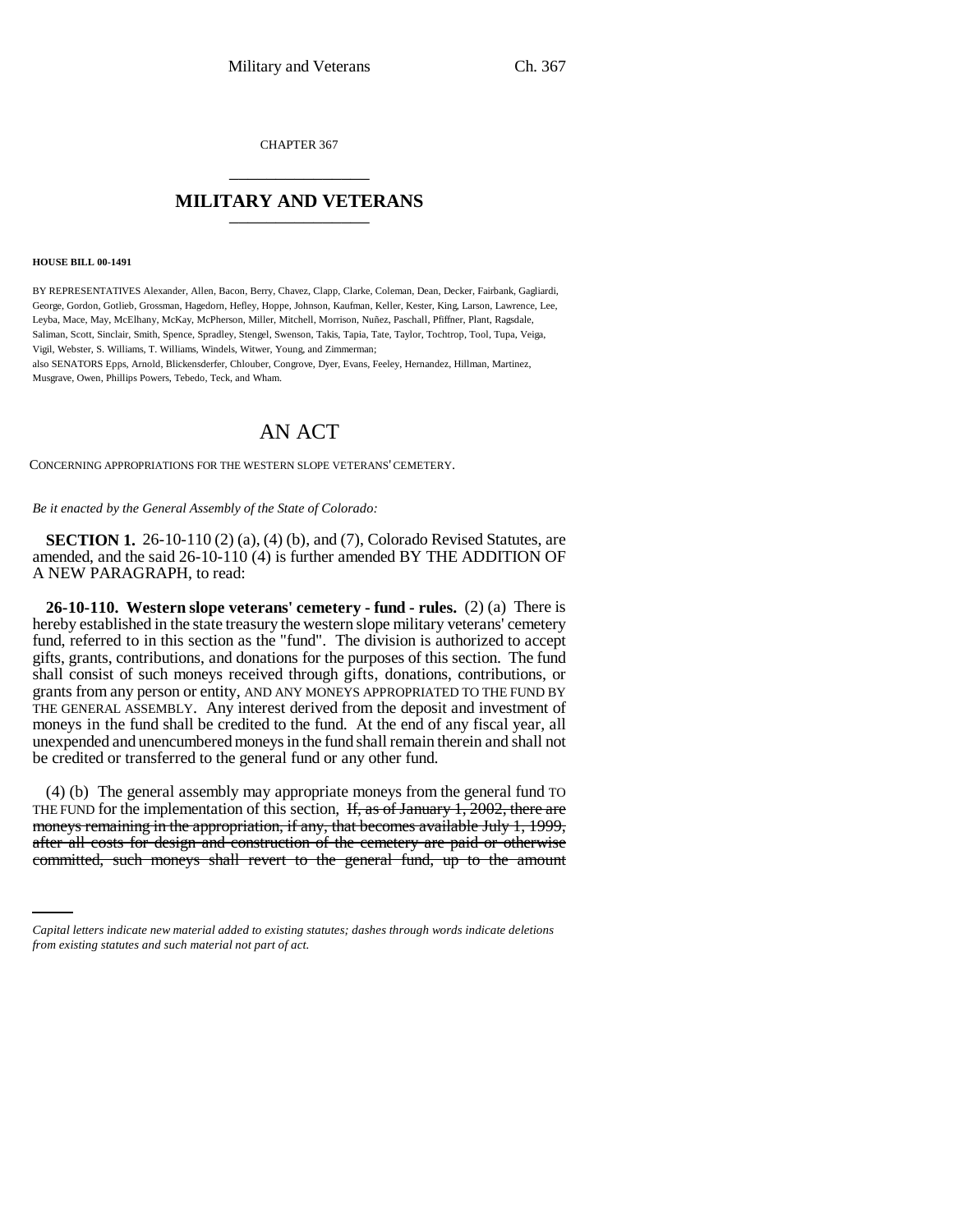CHAPTER 367

## MILITARY AND VETERANS

**HOUSE BILL 00-1491**

BY REPRESENTATIVES Alexander, Allen, Bacon, Berry, Chavez, Clapp, Clarke, Coleman, Dean, Decker, Fairbank, Gagliardi, George, Gordon, Gotlieb, Grossman, Hagedorn, Hefley, Hoppe, Johnson, Kaufman, Keller, Kester, King, Larson, Lawrence, Lee, Leyba, Mace, May, McElhany, McKay, McPherson, Miller, Mitchell, Morrison, Nuñez, Paschall, Pfiffner, Plant, Ragsdale, Saliman, Scott, Sinclair, Smith, Spence, Spradley, Stengel, Swenson, Takis, Tapia, Tate, Taylor, Tochtrop, Tool, Tupa, Veiga, Vigil, Webster, S. Williams, T. Williams, Windels, Witwer, Young, and Zimmerman;
also SENATORS Epps, Arnold, Blickensderfer, Chlouber, Congrove, Dyer, Evans, Feeley, Hernandez, Hillman, Martinez, Musgrave, Owen, Phillips Powers, Tebedo, Teck, and Wham.

# AN ACT

CONCERNING APPROPRIATIONS FOR THE WESTERN SLOPE VETERANS' CEMETERY.

*Be it enacted by the General Assembly of the State of Colorado:*

**SECTION 1.** 26-10-110 (2) (a), (4) (b), and (7), Colorado Revised Statutes, are amended, and the said 26-10-110 (4) is further amended BY THE ADDITION OF A NEW PARAGRAPH, to read:

**26-10-110. Western slope veterans' cemetery - fund - rules.** (2) (a) There is hereby established in the state treasury the western slope military veterans' cemetery fund, referred to in this section as the "fund". The division is authorized to accept gifts, grants, contributions, and donations for the purposes of this section. The fund shall consist of such moneys received through gifts, donations, contributions, or grants from any person or entity, AND ANY MONEYS APPROPRIATED TO THE FUND BY THE GENERAL ASSEMBLY. Any interest derived from the deposit and investment of moneys in the fund shall be credited to the fund. At the end of any fiscal year, all unexpended and unencumbered moneys in the fund shall remain therein and shall not be credited or transferred to the general fund or any other fund.

(4) (b) The general assembly may appropriate moneys from the general fund TO THE FUND for the implementation of this section, ~~If, as of January 1, 2002, there are moneys remaining in the appropriation, if any, that becomes available July 1, 1999, after all costs for design and construction of the cemetery are paid or otherwise committed, such moneys shall revert to the general fund, up to the amount~~

*Capital letters indicate new material added to existing statutes; dashes through words indicate deletions from existing statutes and such material not part of act.*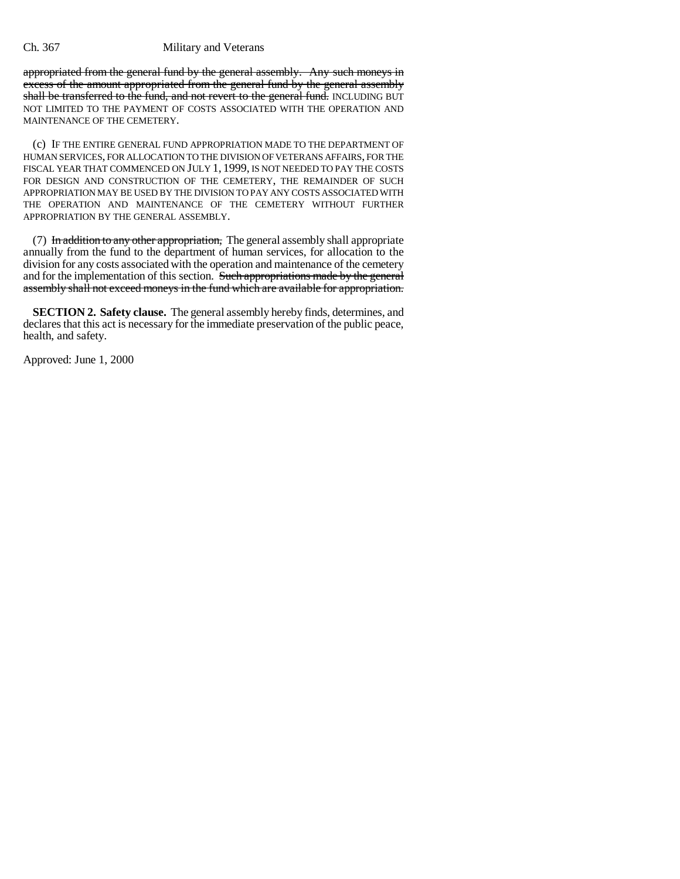appropriated from the general fund by the general assembly. Any such moneys in excess of the amount appropriated from the general fund by the general assembly shall be transferred to the fund, and not revert to the general fund. INCLUDING BUT NOT LIMITED TO THE PAYMENT OF COSTS ASSOCIATED WITH THE OPERATION AND MAINTENANCE OF THE CEMETERY.

(c) IF THE ENTIRE GENERAL FUND APPROPRIATION MADE TO THE DEPARTMENT OF HUMAN SERVICES, FOR ALLOCATION TO THE DIVISION OF VETERANS AFFAIRS, FOR THE FISCAL YEAR THAT COMMENCED ON JULY 1, 1999, IS NOT NEEDED TO PAY THE COSTS FOR DESIGN AND CONSTRUCTION OF THE CEMETERY, THE REMAINDER OF SUCH APPROPRIATION MAY BE USED BY THE DIVISION TO PAY ANY COSTS ASSOCIATED WITH THE OPERATION AND MAINTENANCE OF THE CEMETERY WITHOUT FURTHER APPROPRIATION BY THE GENERAL ASSEMBLY.

(7) In addition to any other appropriation, The general assembly shall appropriate annually from the fund to the department of human services, for allocation to the division for any costs associated with the operation and maintenance of the cemetery and for the implementation of this section. Such appropriations made by the general assembly shall not exceed moneys in the fund which are available for appropriation.

**SECTION 2. Safety clause.** The general assembly hereby finds, determines, and declares that this act is necessary for the immediate preservation of the public peace, health, and safety.

Approved: June 1, 2000